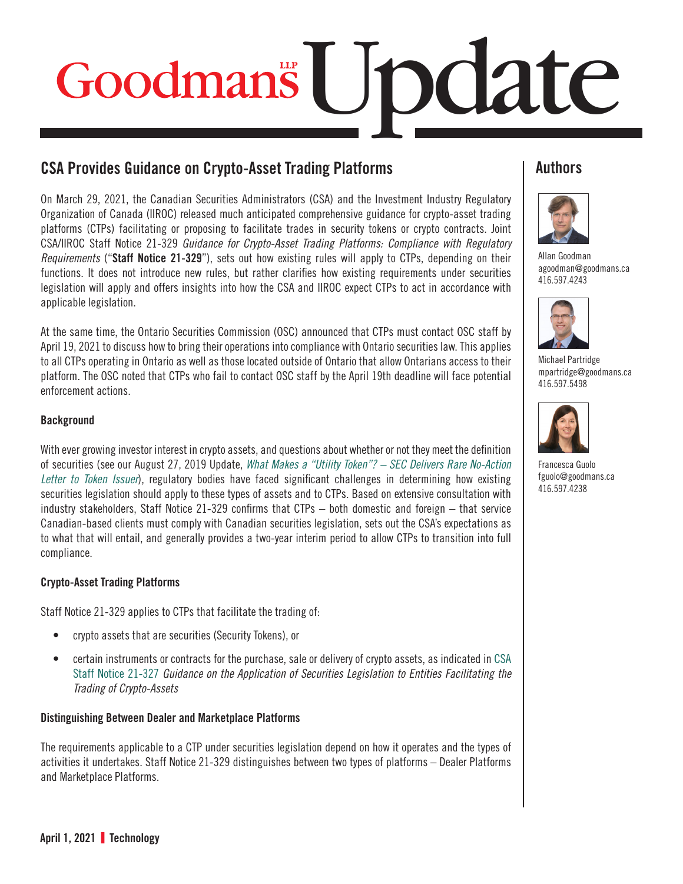# Goodmans LLP Update

## CSA Provides Guidance on Crypto-Asset Trading Platforms

On March 29, 2021, the Canadian Securities Administrators (CSA) and the Investment Industry Regulatory Organization of Canada (IIROC) released much anticipated comprehensive guidance for crypto-asset trading platforms (CTPs) facilitating or proposing to facilitate trades in security tokens or crypto contracts. Joint CSA/IIROC Staff Notice 21-329 *Guidance for Crypto-Asset Trading Platforms: Compliance with Regulatory Requirements* ("**Staff Notice 21-329**"), sets out how existing rules will apply to CTPs, depending on their functions. It does not introduce new rules, but rather clarifies how existing requirements under securities legislation will apply and offers insights into how the CSA and IIROC expect CTPs to act in accordance with applicable legislation.

At the same time, the Ontario Securities Commission (OSC) announced that CTPs must contact OSC staff by April 19, 2021 to discuss how to bring their operations into compliance with Ontario securities law. This applies to all CTPs operating in Ontario as well as those located outside of Ontario that allow Ontarians access to their platform. The OSC noted that CTPs who fail to contact OSC staff by the April 19th deadline will face potential enforcement actions.

### Background

With ever growing investor interest in crypto assets, and questions about whether or not they meet the definition of securities (see our August 27, 2019 Update, *What Makes a "Utility Token"? – SEC Delivers Rare No-Action Letter to Token Issuer*), regulatory bodies have faced significant challenges in determining how existing securities legislation should apply to these types of assets and to CTPs. Based on extensive consultation with industry stakeholders, Staff Notice 21-329 confirms that CTPs – both domestic and foreign – that service Canadian-based clients must comply with Canadian securities legislation, sets out the CSA's expectations as to what that will entail, and generally provides a two-year interim period to allow CTPs to transition into full compliance.

### Crypto-Asset Trading Platforms

Staff Notice 21-329 applies to CTPs that facilitate the trading of:

- crypto assets that are securities (Security Tokens), or
- certain instruments or contracts for the purchase, sale or delivery of crypto assets, as indicated in CSA Staff Notice 21-327 *Guidance on the Application of Securities Legislation to Entities Facilitating the Trading of Crypto-Assets*

### Distinguishing Between Dealer and Marketplace Platforms

The requirements applicable to a CTP under securities legislation depend on how it operates and the types of activities it undertakes. Staff Notice 21-329 distinguishes between two types of platforms – Dealer Platforms and Marketplace Platforms.

## Authors

Allan Goodman
agoodman@goodmans.ca
416.597.4243

Michael Partridge
mpartridge@goodmans.ca
416.597.5498

Francesca Guolo
fguolo@goodmans.ca
416.597.4238

April 1, 2021 | Technology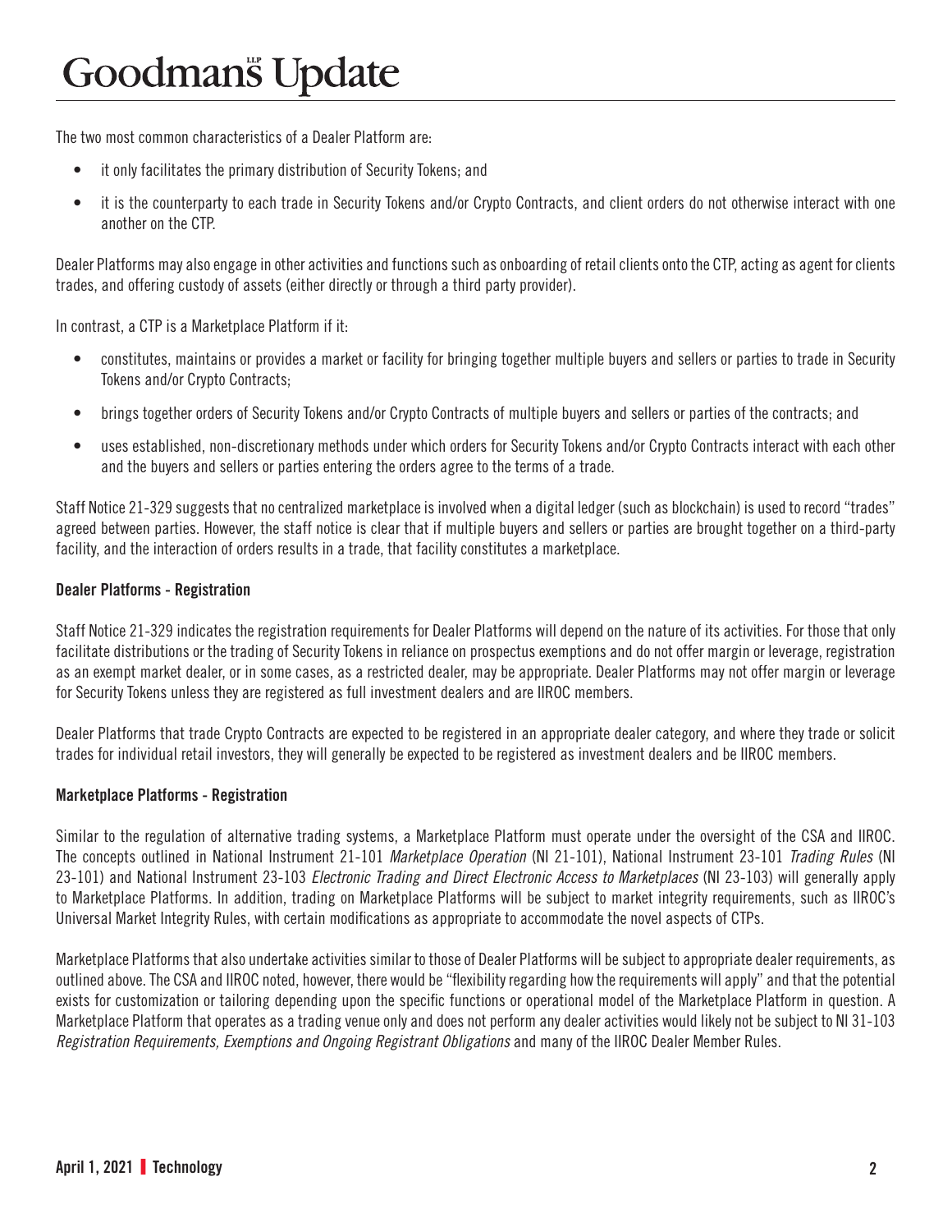The two most common characteristics of a Dealer Platform are:

- it only facilitates the primary distribution of Security Tokens; and
- it is the counterparty to each trade in Security Tokens and/or Crypto Contracts, and client orders do not otherwise interact with one another on the CTP.

Dealer Platforms may also engage in other activities and functions such as onboarding of retail clients onto the CTP, acting as agent for clients trades, and offering custody of assets (either directly or through a third party provider).

In contrast, a CTP is a Marketplace Platform if it:

- constitutes, maintains or provides a market or facility for bringing together multiple buyers and sellers or parties to trade in Security Tokens and/or Crypto Contracts;
- brings together orders of Security Tokens and/or Crypto Contracts of multiple buyers and sellers or parties of the contracts; and
- uses established, non-discretionary methods under which orders for Security Tokens and/or Crypto Contracts interact with each other and the buyers and sellers or parties entering the orders agree to the terms of a trade.

Staff Notice 21-329 suggests that no centralized marketplace is involved when a digital ledger (such as blockchain) is used to record "trades" agreed between parties. However, the staff notice is clear that if multiple buyers and sellers or parties are brought together on a third-party facility, and the interaction of orders results in a trade, that facility constitutes a marketplace.

### Dealer Platforms - Registration

Staff Notice 21-329 indicates the registration requirements for Dealer Platforms will depend on the nature of its activities. For those that only facilitate distributions or the trading of Security Tokens in reliance on prospectus exemptions and do not offer margin or leverage, registration as an exempt market dealer, or in some cases, as a restricted dealer, may be appropriate. Dealer Platforms may not offer margin or leverage for Security Tokens unless they are registered as full investment dealers and are IIROC members.

Dealer Platforms that trade Crypto Contracts are expected to be registered in an appropriate dealer category, and where they trade or solicit trades for individual retail investors, they will generally be expected to be registered as investment dealers and be IIROC members.

### Marketplace Platforms - Registration

Similar to the regulation of alternative trading systems, a Marketplace Platform must operate under the oversight of the CSA and IIROC. The concepts outlined in National Instrument 21-101 *Marketplace Operation* (NI 21-101), National Instrument 23-101 *Trading Rules* (NI 23-101) and National Instrument 23-103 *Electronic Trading and Direct Electronic Access to Marketplaces* (NI 23-103) will generally apply to Marketplace Platforms. In addition, trading on Marketplace Platforms will be subject to market integrity requirements, such as IIROC's Universal Market Integrity Rules, with certain modifications as appropriate to accommodate the novel aspects of CTPs.

Marketplace Platforms that also undertake activities similar to those of Dealer Platforms will be subject to appropriate dealer requirements, as outlined above. The CSA and IIROC noted, however, there would be "flexibility regarding how the requirements will apply" and that the potential exists for customization or tailoring depending upon the specific functions or operational model of the Marketplace Platform in question. A Marketplace Platform that operates as a trading venue only and does not perform any dealer activities would likely not be subject to NI 31-103 *Registration Requirements, Exemptions and Ongoing Registrant Obligations* and many of the IIROC Dealer Member Rules.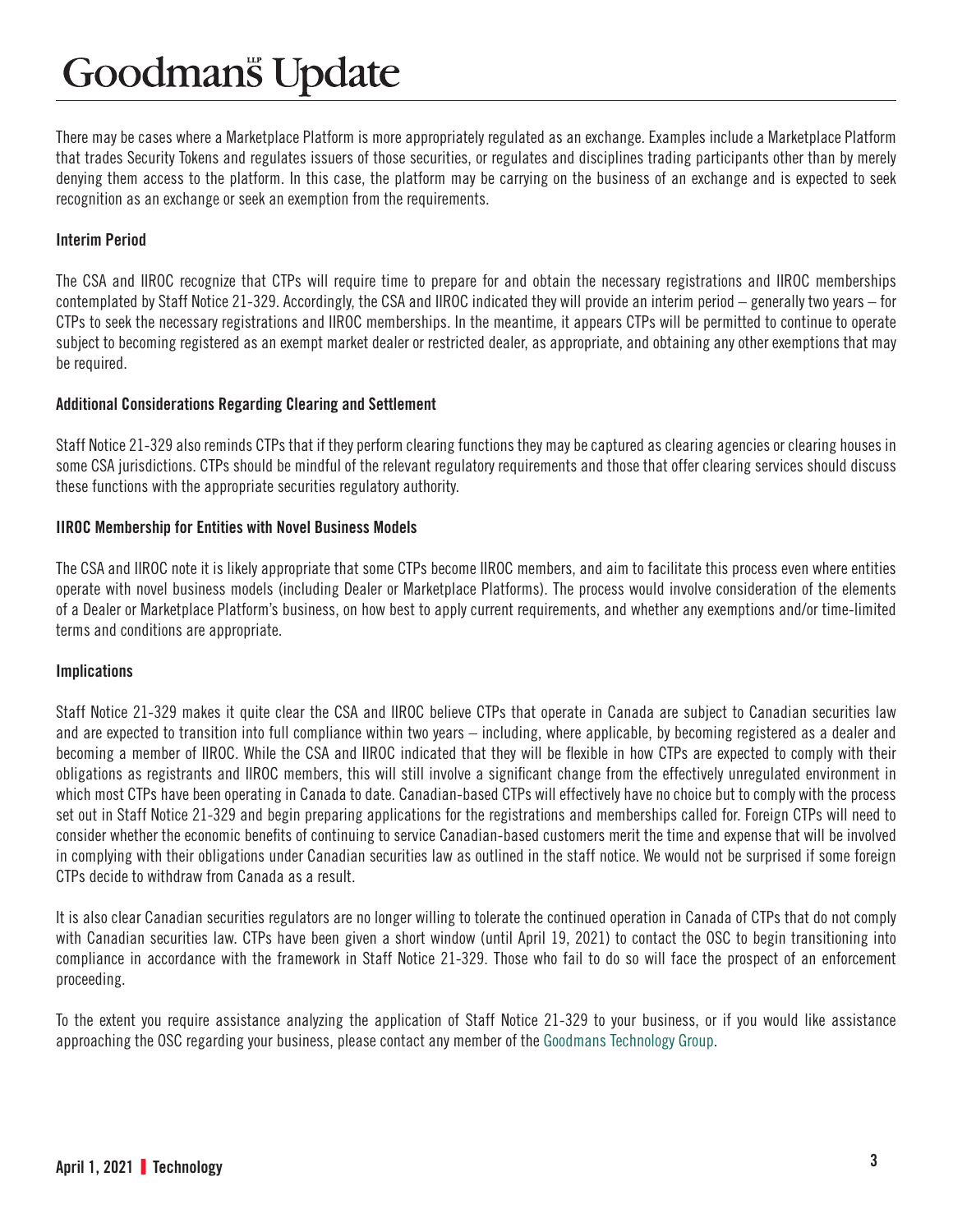There may be cases where a Marketplace Platform is more appropriately regulated as an exchange. Examples include a Marketplace Platform that trades Security Tokens and regulates issuers of those securities, or regulates and disciplines trading participants other than by merely denying them access to the platform. In this case, the platform may be carrying on the business of an exchange and is expected to seek recognition as an exchange or seek an exemption from the requirements.

### Interim Period

The CSA and IIROC recognize that CTPs will require time to prepare for and obtain the necessary registrations and IIROC memberships contemplated by Staff Notice 21-329. Accordingly, the CSA and IIROC indicated they will provide an interim period – generally two years – for CTPs to seek the necessary registrations and IIROC memberships. In the meantime, it appears CTPs will be permitted to continue to operate subject to becoming registered as an exempt market dealer or restricted dealer, as appropriate, and obtaining any other exemptions that may be required.

### Additional Considerations Regarding Clearing and Settlement

Staff Notice 21-329 also reminds CTPs that if they perform clearing functions they may be captured as clearing agencies or clearing houses in some CSA jurisdictions. CTPs should be mindful of the relevant regulatory requirements and those that offer clearing services should discuss these functions with the appropriate securities regulatory authority.

### IIROC Membership for Entities with Novel Business Models

The CSA and IIROC note it is likely appropriate that some CTPs become IIROC members, and aim to facilitate this process even where entities operate with novel business models (including Dealer or Marketplace Platforms). The process would involve consideration of the elements of a Dealer or Marketplace Platform's business, on how best to apply current requirements, and whether any exemptions and/or time-limited terms and conditions are appropriate.

### Implications

Staff Notice 21-329 makes it quite clear the CSA and IIROC believe CTPs that operate in Canada are subject to Canadian securities law and are expected to transition into full compliance within two years – including, where applicable, by becoming registered as a dealer and becoming a member of IIROC. While the CSA and IIROC indicated that they will be flexible in how CTPs are expected to comply with their obligations as registrants and IIROC members, this will still involve a significant change from the effectively unregulated environment in which most CTPs have been operating in Canada to date. Canadian-based CTPs will effectively have no choice but to comply with the process set out in Staff Notice 21-329 and begin preparing applications for the registrations and memberships called for. Foreign CTPs will need to consider whether the economic benefits of continuing to service Canadian-based customers merit the time and expense that will be involved in complying with their obligations under Canadian securities law as outlined in the staff notice. We would not be surprised if some foreign CTPs decide to withdraw from Canada as a result.

It is also clear Canadian securities regulators are no longer willing to tolerate the continued operation in Canada of CTPs that do not comply with Canadian securities law. CTPs have been given a short window (until April 19, 2021) to contact the OSC to begin transitioning into compliance in accordance with the framework in Staff Notice 21-329. Those who fail to do so will face the prospect of an enforcement proceeding.

To the extent you require assistance analyzing the application of Staff Notice 21-329 to your business, or if you would like assistance approaching the OSC regarding your business, please contact any member of the Goodmans Technology Group.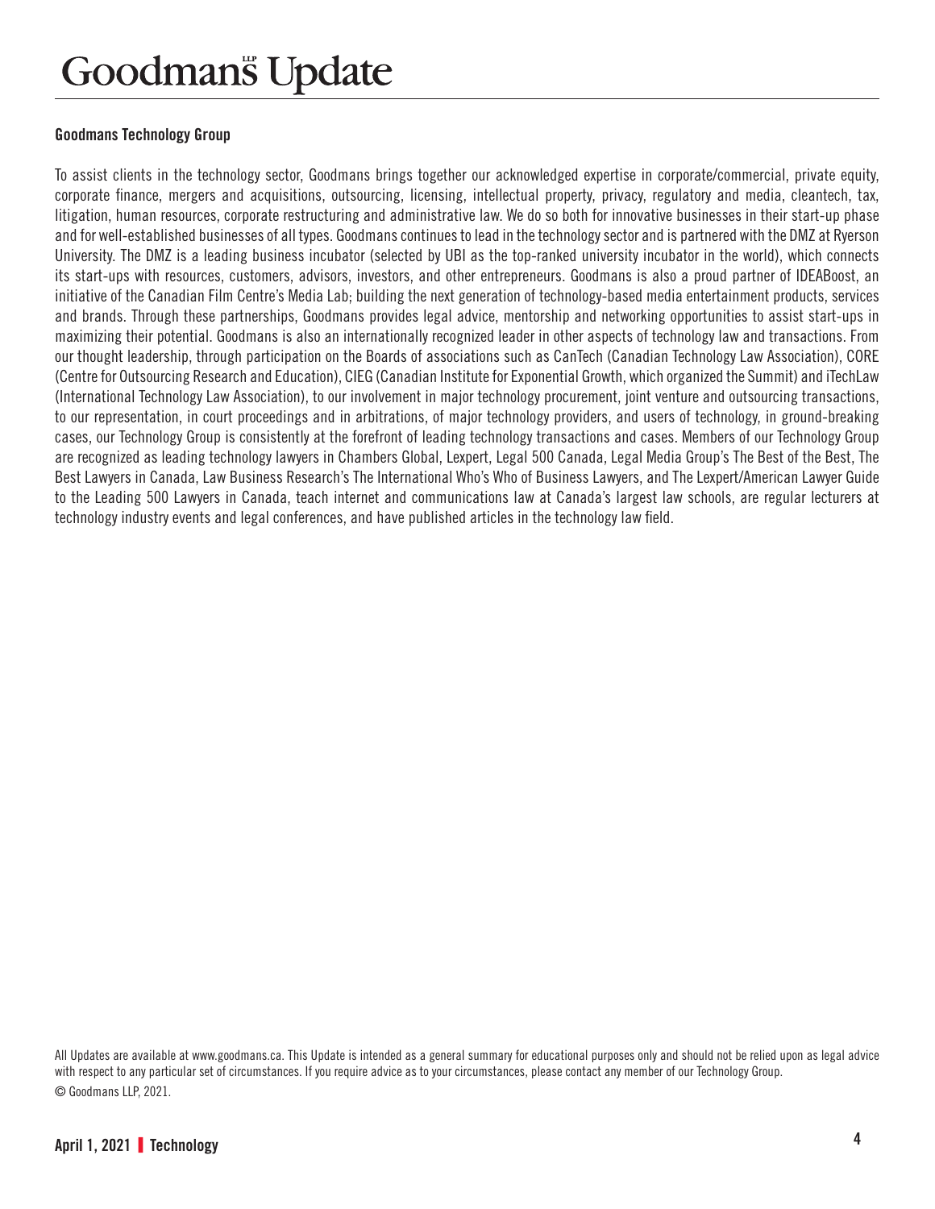## Goodmans Technology Group

To assist clients in the technology sector, Goodmans brings together our acknowledged expertise in corporate/commercial, private equity, corporate finance, mergers and acquisitions, outsourcing, licensing, intellectual property, privacy, regulatory and media, cleantech, tax, litigation, human resources, corporate restructuring and administrative law. We do so both for innovative businesses in their start-up phase and for well-established businesses of all types. Goodmans continues to lead in the technology sector and is partnered with the DMZ at Ryerson University. The DMZ is a leading business incubator (selected by UBI as the top-ranked university incubator in the world), which connects its start-ups with resources, customers, advisors, investors, and other entrepreneurs. Goodmans is also a proud partner of IDEABoost, an initiative of the Canadian Film Centre's Media Lab; building the next generation of technology-based media entertainment products, services and brands. Through these partnerships, Goodmans provides legal advice, mentorship and networking opportunities to assist start-ups in maximizing their potential. Goodmans is also an internationally recognized leader in other aspects of technology law and transactions. From our thought leadership, through participation on the Boards of associations such as CanTech (Canadian Technology Law Association), CORE (Centre for Outsourcing Research and Education), CIEG (Canadian Institute for Exponential Growth, which organized the Summit) and iTechLaw (International Technology Law Association), to our involvement in major technology procurement, joint venture and outsourcing transactions, to our representation, in court proceedings and in arbitrations, of major technology providers, and users of technology, in ground-breaking cases, our Technology Group is consistently at the forefront of leading technology transactions and cases. Members of our Technology Group are recognized as leading technology lawyers in Chambers Global, Lexpert, Legal 500 Canada, Legal Media Group's The Best of the Best, The Best Lawyers in Canada, Law Business Research's The International Who's Who of Business Lawyers, and The Lexpert/American Lawyer Guide to the Leading 500 Lawyers in Canada, teach internet and communications law at Canada's largest law schools, are regular lecturers at technology industry events and legal conferences, and have published articles in the technology law field.

All Updates are available at www.goodmans.ca. This Update is intended as a general summary for educational purposes only and should not be relied upon as legal advice with respect to any particular set of circumstances. If you require advice as to your circumstances, please contact any member of our Technology Group.

© Goodmans LLP, 2021.